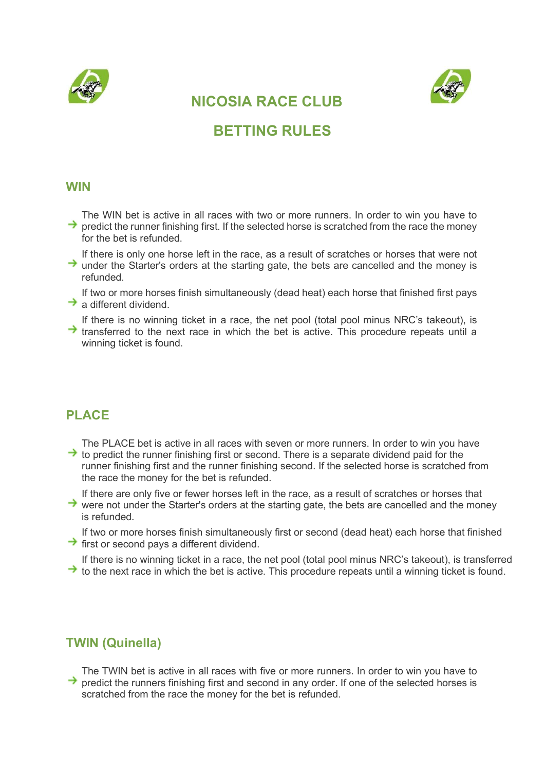# NICOSIA RACE CLUB

# BETTING RULES

## WIN

- The WIN bet is active in all races with two or more runners. In order to win you have to predict the runner finishing first. If the selected horse is scratched from the race the money for the bet is refunded.
- If there is only one horse left in the race, as a result of scratches or horses that were not under the Starter's orders at the starting gate, the bets are cancelled and the money is refunded.
- If two or more horses finish simultaneously (dead heat) each horse that finished first pays a different dividend.
- If there is no winning ticket in a race, the net pool (total pool minus NRC's takeout), is transferred to the next race in which the bet is active. This procedure repeats until a winning ticket is found.

## PLACE

- The PLACE bet is active in all races with seven or more runners. In order to win you have to predict the runner finishing first or second. There is a separate dividend paid for the runner finishing first and the runner finishing second. If the selected horse is scratched from the race the money for the bet is refunded.
- If there are only five or fewer horses left in the race, as a result of scratches or horses that were not under the Starter's orders at the starting gate, the bets are cancelled and the money is refunded.
- If two or more horses finish simultaneously first or second (dead heat) each horse that finished first or second pays a different dividend.
- If there is no winning ticket in a race, the net pool (total pool minus NRC's takeout), is transferred to the next race in which the bet is active. This procedure repeats until a winning ticket is found.

## TWIN (Quinella)

- The TWIN bet is active in all races with five or more runners. In order to win you have to predict the runners finishing first and second in any order. If one of the selected horses is scratched from the race the money for the bet is refunded.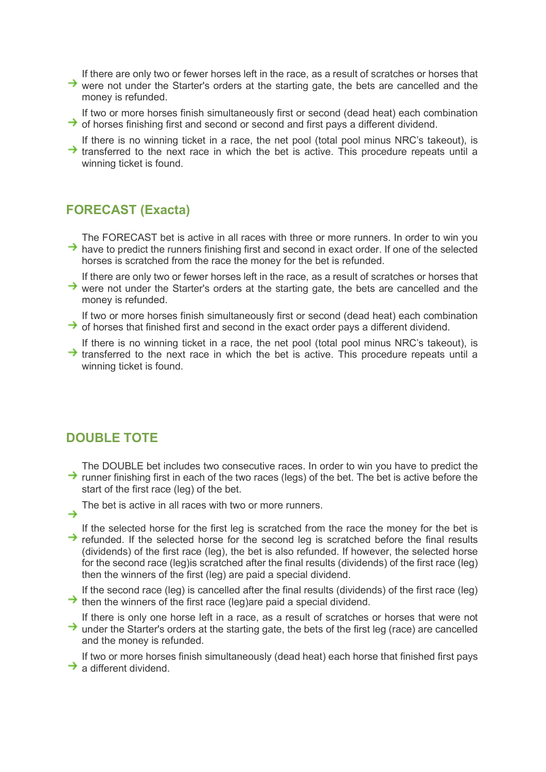- If there are only two or fewer horses left in the race, as a result of scratches or horses that were not under the Starter's orders at the starting gate, the bets are cancelled and the money is refunded.
- If two or more horses finish simultaneously first or second (dead heat) each combination of horses finishing first and second or second and first pays a different dividend.
- If there is no winning ticket in a race, the net pool (total pool minus NRC's takeout), is transferred to the next race in which the bet is active. This procedure repeats until a winning ticket is found.

## FORECAST (Exacta)

- The FORECAST bet is active in all races with three or more runners. In order to win you have to predict the runners finishing first and second in exact order. If one of the selected horses is scratched from the race the money for the bet is refunded.
- If there are only two or fewer horses left in the race, as a result of scratches or horses that were not under the Starter's orders at the starting gate, the bets are cancelled and the money is refunded.
- If two or more horses finish simultaneously first or second (dead heat) each combination of horses that finished first and second in the exact order pays a different dividend.
- If there is no winning ticket in a race, the net pool (total pool minus NRC's takeout), is transferred to the next race in which the bet is active. This procedure repeats until a winning ticket is found.

## DOUBLE TOTE

- The DOUBLE bet includes two consecutive races. In order to win you have to predict the runner finishing first in each of the two races (legs) of the bet. The bet is active before the start of the first race (leg) of the bet.
- The bet is active in all races with two or more runners.
- If the selected horse for the first leg is scratched from the race the money for the bet is refunded. If the selected horse for the second leg is scratched before the final results (dividends) of the first race (leg), the bet is also refunded. If however, the selected horse for the second race (leg)is scratched after the final results (dividends) of the first race (leg) then the winners of the first (leg) are paid a special dividend.
- If the second race (leg) is cancelled after the final results (dividends) of the first race (leg) then the winners of the first race (leg)are paid a special dividend.
- If there is only one horse left in a race, as a result of scratches or horses that were not under the Starter's orders at the starting gate, the bets of the first leg (race) are cancelled and the money is refunded.
- If two or more horses finish simultaneously (dead heat) each horse that finished first pays a different dividend.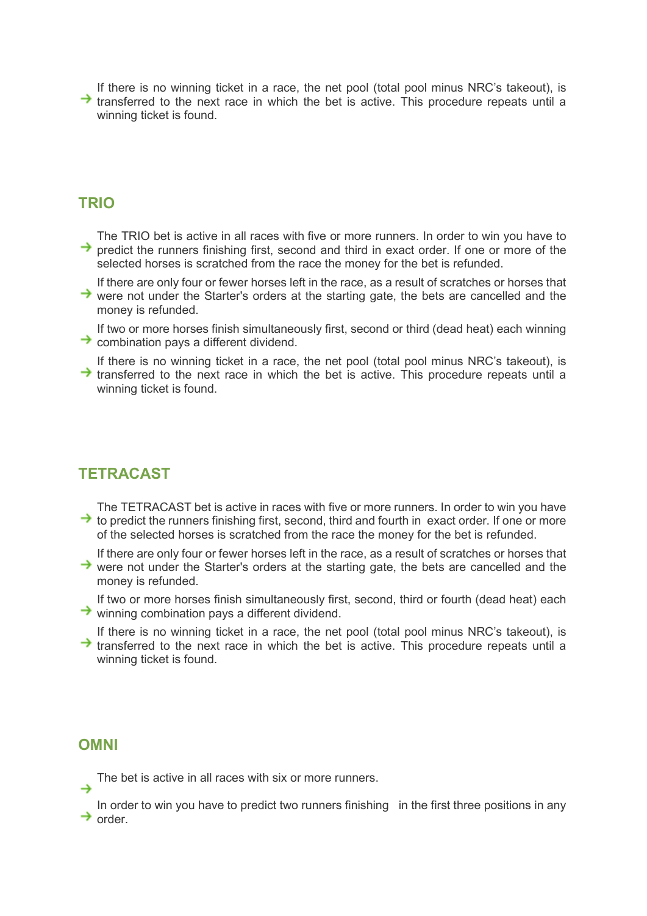- If there is no winning ticket in a race, the net pool (total pool minus NRC's takeout), is transferred to the next race in which the bet is active. This procedure repeats until a winning ticket is found.

## TRIO

- The TRIO bet is active in all races with five or more runners. In order to win you have to predict the runners finishing first, second and third in exact order. If one or more of the selected horses is scratched from the race the money for the bet is refunded.
- If there are only four or fewer horses left in the race, as a result of scratches or horses that were not under the Starter's orders at the starting gate, the bets are cancelled and the money is refunded.
- If two or more horses finish simultaneously first, second or third (dead heat) each winning combination pays a different dividend.
- If there is no winning ticket in a race, the net pool (total pool minus NRC's takeout), is transferred to the next race in which the bet is active. This procedure repeats until a winning ticket is found.

## TETRACAST

- The TETRACAST bet is active in races with five or more runners. In order to win you have to predict the runners finishing first, second, third and fourth in exact order. If one or more of the selected horses is scratched from the race the money for the bet is refunded.
- If there are only four or fewer horses left in the race, as a result of scratches or horses that were not under the Starter's orders at the starting gate, the bets are cancelled and the money is refunded.
- If two or more horses finish simultaneously first, second, third or fourth (dead heat) each winning combination pays a different dividend.
- If there is no winning ticket in a race, the net pool (total pool minus NRC's takeout), is transferred to the next race in which the bet is active. This procedure repeats until a winning ticket is found.

## OMNI

- The bet is active in all races with six or more runners.
- In order to win you have to predict two runners finishing in the first three positions in any order.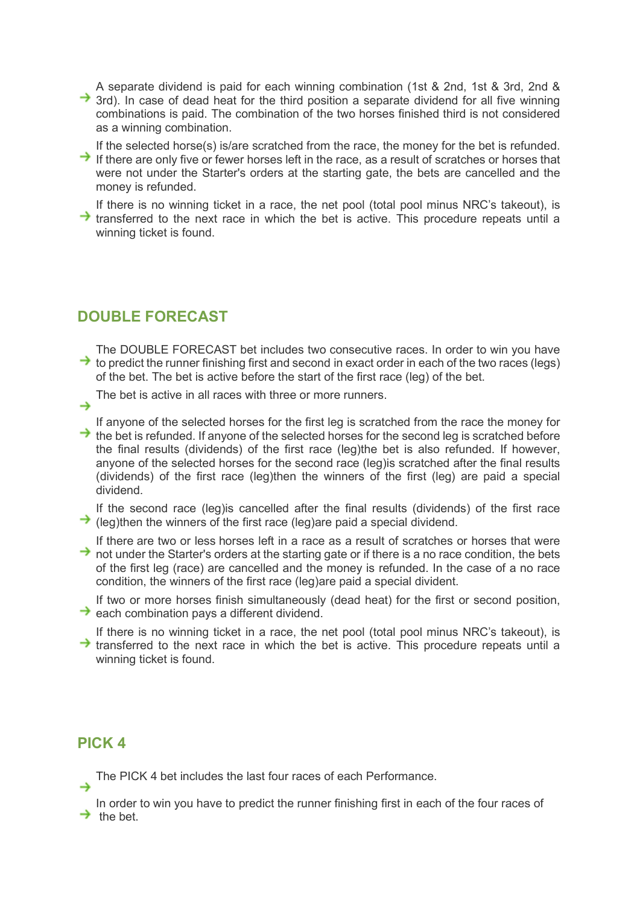- A separate dividend is paid for each winning combination (1st & 2nd, 1st & 3rd, 2nd & 3rd). In case of dead heat for the third position a separate dividend for all five winning combinations is paid. The combination of the two horses finished third is not considered as a winning combination.
- If the selected horse(s) is/are scratched from the race, the money for the bet is refunded. If there are only five or fewer horses left in the race, as a result of scratches or horses that were not under the Starter's orders at the starting gate, the bets are cancelled and the money is refunded.
- If there is no winning ticket in a race, the net pool (total pool minus NRC's takeout), is transferred to the next race in which the bet is active. This procedure repeats until a winning ticket is found.

## DOUBLE FORECAST

- The DOUBLE FORECAST bet includes two consecutive races. In order to win you have to predict the runner finishing first and second in exact order in each of the two races (legs) of the bet. The bet is active before the start of the first race (leg) of the bet.
- The bet is active in all races with three or more runners.
- If anyone of the selected horses for the first leg is scratched from the race the money for the bet is refunded. If anyone of the selected horses for the second leg is scratched before the final results (dividends) of the first race (leg)the bet is also refunded. If however, anyone of the selected horses for the second race (leg)is scratched after the final results (dividends) of the first race (leg)then the winners of the first (leg) are paid a special dividend.
- If the second race (leg)is cancelled after the final results (dividends) of the first race (leg)then the winners of the first race (leg)are paid a special dividend.
- If there are two or less horses left in a race as a result of scratches or horses that were not under the Starter's orders at the starting gate or if there is a no race condition, the bets of the first leg (race) are cancelled and the money is refunded. In the case of a no race condition, the winners of the first race (leg)are paid a special divident.
- If two or more horses finish simultaneously (dead heat) for the first or second position, each combination pays a different dividend.
- If there is no winning ticket in a race, the net pool (total pool minus NRC's takeout), is transferred to the next race in which the bet is active. This procedure repeats until a winning ticket is found.

## PICK 4

- The PICK 4 bet includes the last four races of each Performance.
- In order to win you have to predict the runner finishing first in each of the four races of the bet.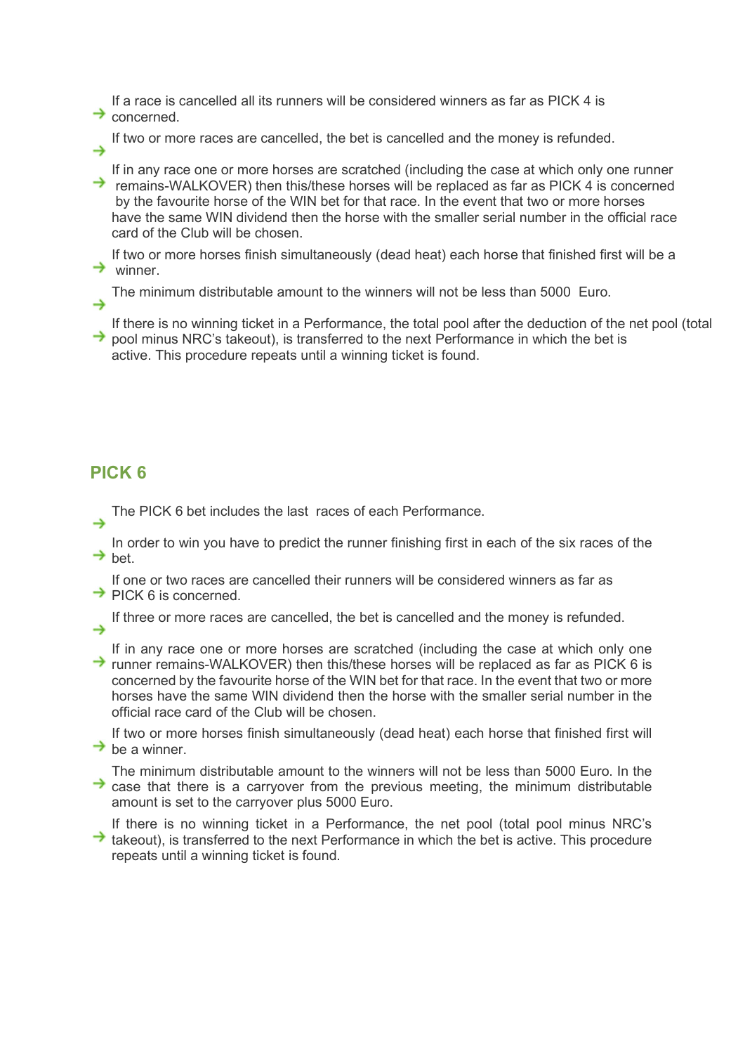- If a race is cancelled all its runners will be considered winners as far as PICK 4 is concerned.
- If two or more races are cancelled, the bet is cancelled and the money is refunded.
- If in any race one or more horses are scratched (including the case at which only one runner remains-WALKOVER) then this/these horses will be replaced as far as PICK 4 is concerned by the favourite horse of the WIN bet for that race. In the event that two or more horses have the same WIN dividend then the horse with the smaller serial number in the official race card of the Club will be chosen.
- If two or more horses finish simultaneously (dead heat) each horse that finished first will be a winner.
- The minimum distributable amount to the winners will not be less than 5000 Euro.
- If there is no winning ticket in a Performance, the total pool after the deduction of the net pool (total pool minus NRC's takeout), is transferred to the next Performance in which the bet is active. This procedure repeats until a winning ticket is found.

## PICK 6

- The PICK 6 bet includes the last races of each Performance.
- In order to win you have to predict the runner finishing first in each of the six races of the bet.
- If one or two races are cancelled their runners will be considered winners as far as PICK 6 is concerned.
- If three or more races are cancelled, the bet is cancelled and the money is refunded.
- If in any race one or more horses are scratched (including the case at which only one runner remains-WALKOVER) then this/these horses will be replaced as far as PICK 6 is concerned by the favourite horse of the WIN bet for that race. In the event that two or more horses have the same WIN dividend then the horse with the smaller serial number in the official race card of the Club will be chosen.
- If two or more horses finish simultaneously (dead heat) each horse that finished first will be a winner.
- The minimum distributable amount to the winners will not be less than 5000 Euro. In the case that there is a carryover from the previous meeting, the minimum distributable amount is set to the carryover plus 5000 Euro.
- If there is no winning ticket in a Performance, the net pool (total pool minus NRC's takeout), is transferred to the next Performance in which the bet is active. This procedure repeats until a winning ticket is found.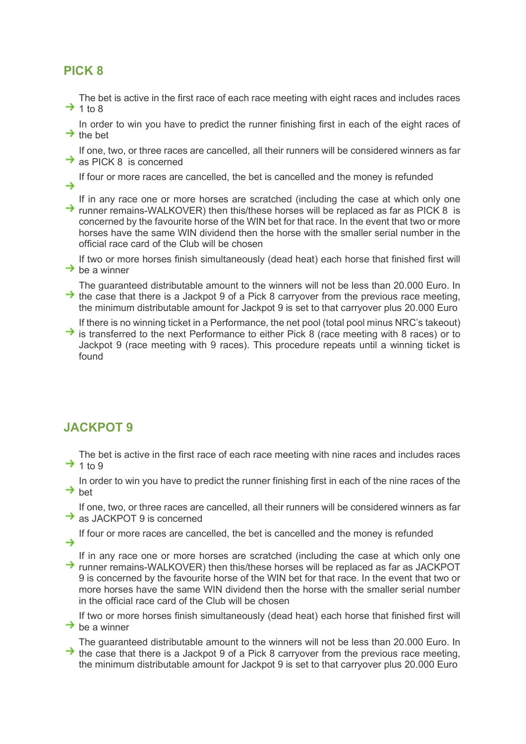## PICK 8

- The bet is active in the first race of each race meeting with eight races and includes races 1 to 8
- In order to win you have to predict the runner finishing first in each of the eight races of the bet
- If one, two, or three races are cancelled, all their runners will be considered winners as far as PICK 8 is concerned
- If four or more races are cancelled, the bet is cancelled and the money is refunded
- If in any race one or more horses are scratched (including the case at which only one runner remains-WALKOVER) then this/these horses will be replaced as far as PICK 8 is concerned by the favourite horse of the WIN bet for that race. In the event that two or more horses have the same WIN dividend then the horse with the smaller serial number in the official race card of the Club will be chosen
- If two or more horses finish simultaneously (dead heat) each horse that finished first will be a winner
- The guaranteed distributable amount to the winners will not be less than 20.000 Euro. In the case that there is a Jackpot 9 of a Pick 8 carryover from the previous race meeting, the minimum distributable amount for Jackpot 9 is set to that carryover plus 20.000 Euro
- If there is no winning ticket in a Performance, the net pool (total pool minus NRC's takeout) is transferred to the next Performance to either Pick 8 (race meeting with 8 races) or to Jackpot 9 (race meeting with 9 races). This procedure repeats until a winning ticket is found

## JACKPOT 9

- The bet is active in the first race of each race meeting with nine races and includes races 1 to 9
- In order to win you have to predict the runner finishing first in each of the nine races of the bet
- If one, two, or three races are cancelled, all their runners will be considered winners as far as JACKPOT 9 is concerned
- If four or more races are cancelled, the bet is cancelled and the money is refunded
- If in any race one or more horses are scratched (including the case at which only one runner remains-WALKOVER) then this/these horses will be replaced as far as JACKPOT 9 is concerned by the favourite horse of the WIN bet for that race. In the event that two or more horses have the same WIN dividend then the horse with the smaller serial number in the official race card of the Club will be chosen
- If two or more horses finish simultaneously (dead heat) each horse that finished first will be a winner
- The guaranteed distributable amount to the winners will not be less than 20.000 Euro. In the case that there is a Jackpot 9 of a Pick 8 carryover from the previous race meeting, the minimum distributable amount for Jackpot 9 is set to that carryover plus 20.000 Euro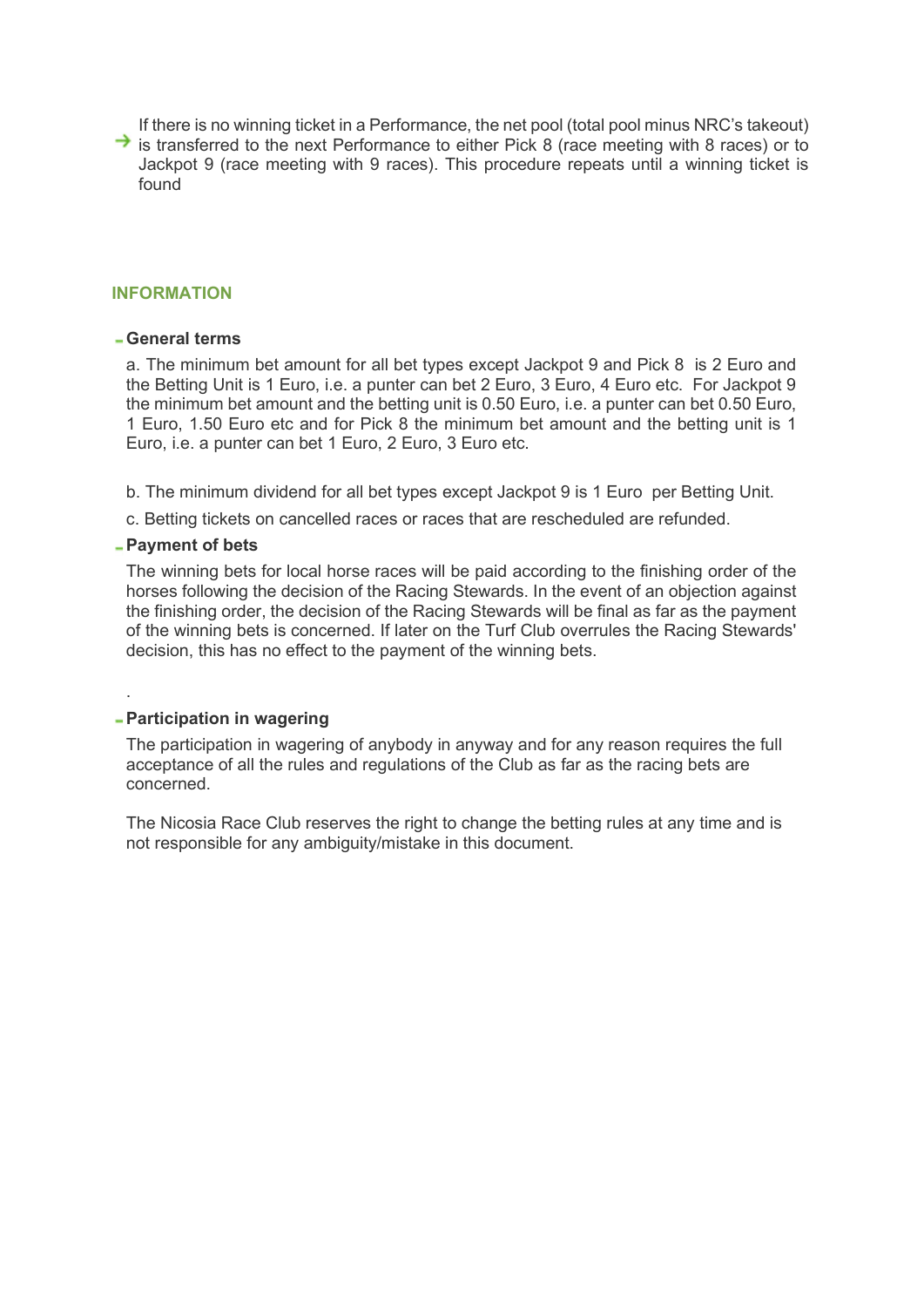→ If there is no winning ticket in a Performance, the net pool (total pool minus NRC's takeout) is transferred to the next Performance to either Pick 8 (race meeting with 8 races) or to Jackpot 9 (race meeting with 9 races). This procedure repeats until a winning ticket is found

## INFORMATION

### General terms

a. The minimum bet amount for all bet types except Jackpot 9 and Pick 8 is 2 Euro and the Betting Unit is 1 Euro, i.e. a punter can bet 2 Euro, 3 Euro, 4 Euro etc. For Jackpot 9 the minimum bet amount and the betting unit is 0.50 Euro, i.e. a punter can bet 0.50 Euro, 1 Euro, 1.50 Euro etc and for Pick 8 the minimum bet amount and the betting unit is 1 Euro, i.e. a punter can bet 1 Euro, 2 Euro, 3 Euro etc.

b. The minimum dividend for all bet types except Jackpot 9 is 1 Euro per Betting Unit.

c. Betting tickets on cancelled races or races that are rescheduled are refunded.

### Payment of bets

The winning bets for local horse races will be paid according to the finishing order of the horses following the decision of the Racing Stewards. In the event of an objection against the finishing order, the decision of the Racing Stewards will be final as far as the payment of the winning bets is concerned. If later on the Turf Club overrules the Racing Stewards' decision, this has no effect to the payment of the winning bets.

.

### Participation in wagering

The participation in wagering of anybody in anyway and for any reason requires the full acceptance of all the rules and regulations of the Club as far as the racing bets are concerned.

The Nicosia Race Club reserves the right to change the betting rules at any time and is not responsible for any ambiguity/mistake in this document.